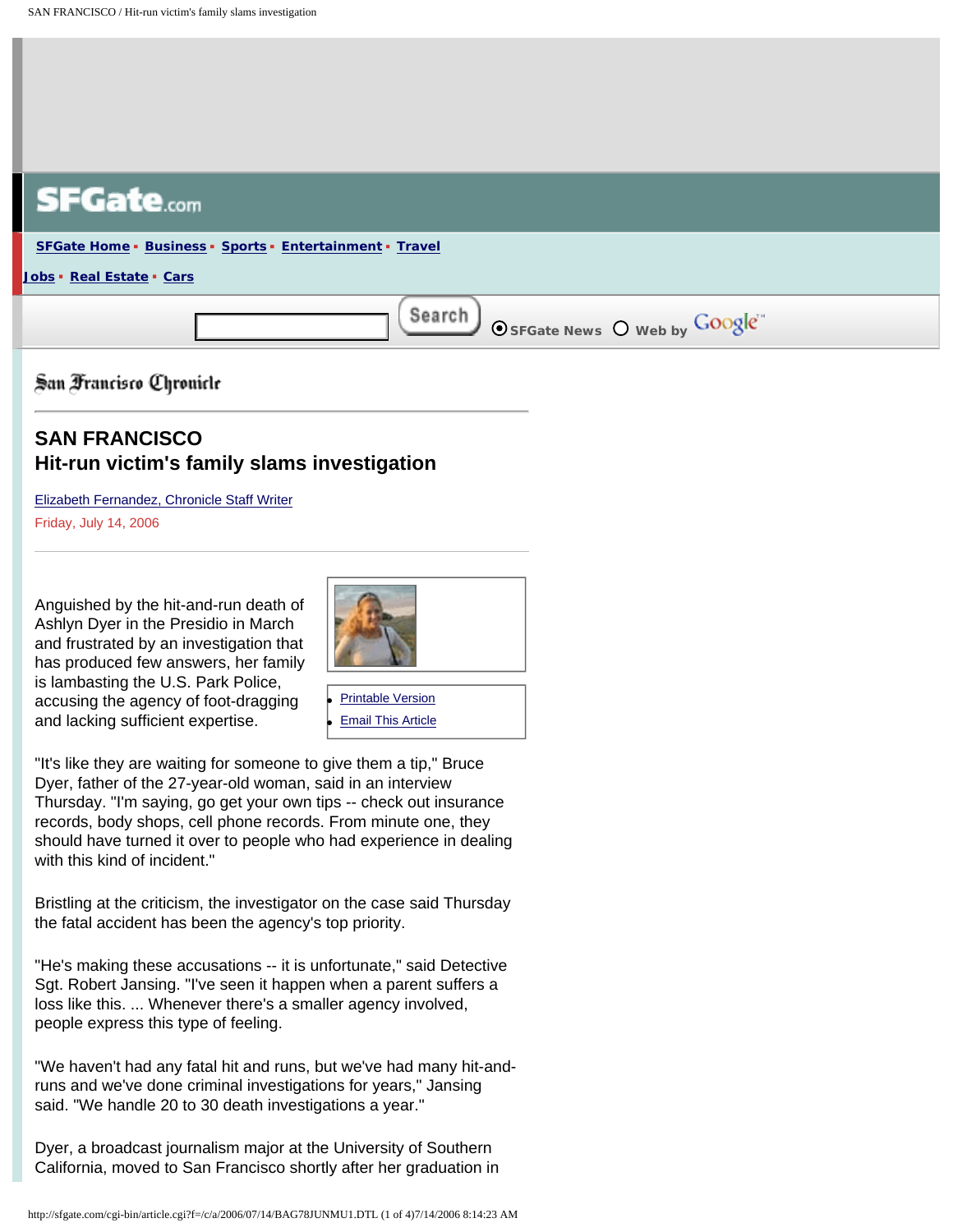# SAN FRANCISCO
## Hit-run victim's family slams investigation

Elizabeth Fernandez, Chronicle Staff Writer

Friday, July 14, 2006

Anguished by the hit-and-run death of Ashlyn Dyer in the Presidio in March and frustrated by an investigation that has produced few answers, her family is lambasting the U.S. Park Police, accusing the agency of foot-dragging and lacking sufficient expertise.

"It's like they are waiting for someone to give them a tip," Bruce Dyer, father of the 27-year-old woman, said in an interview Thursday. "I'm saying, go get your own tips -- check out insurance records, body shops, cell phone records. From minute one, they should have turned it over to people who had experience in dealing with this kind of incident."

Bristling at the criticism, the investigator on the case said Thursday the fatal accident has been the agency's top priority.

"He's making these accusations -- it is unfortunate," said Detective Sgt. Robert Jansing. "I've seen it happen when a parent suffers a loss like this. ... Whenever there's a smaller agency involved, people express this type of feeling.

"We haven't had any fatal hit and runs, but we've had many hit-and-runs and we've done criminal investigations for years," Jansing said. "We handle 20 to 30 death investigations a year."

Dyer, a broadcast journalism major at the University of Southern California, moved to San Francisco shortly after her graduation in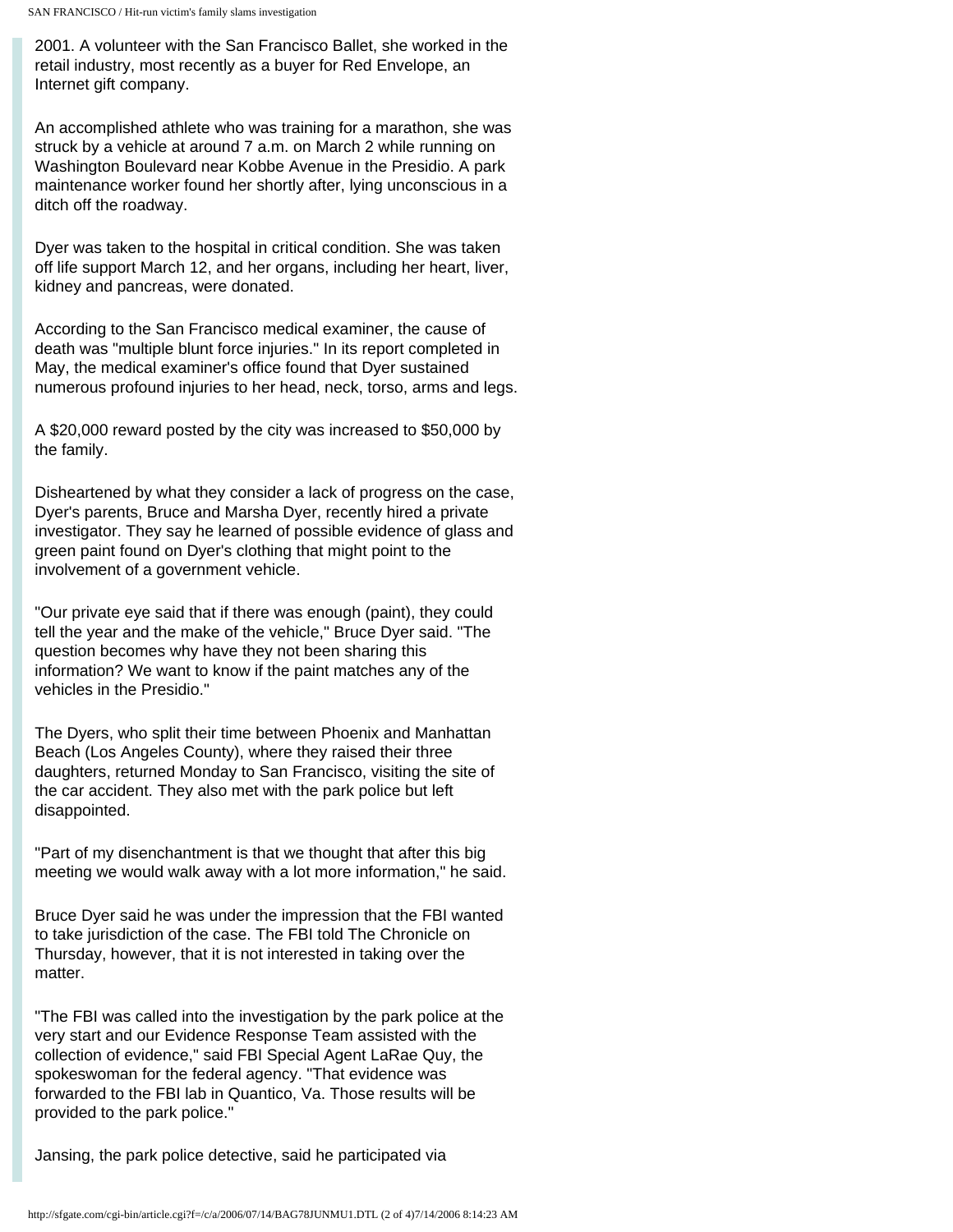2001. A volunteer with the San Francisco Ballet, she worked in the retail industry, most recently as a buyer for Red Envelope, an Internet gift company.

An accomplished athlete who was training for a marathon, she was struck by a vehicle at around 7 a.m. on March 2 while running on Washington Boulevard near Kobbe Avenue in the Presidio. A park maintenance worker found her shortly after, lying unconscious in a ditch off the roadway.

Dyer was taken to the hospital in critical condition. She was taken off life support March 12, and her organs, including her heart, liver, kidney and pancreas, were donated.

According to the San Francisco medical examiner, the cause of death was "multiple blunt force injuries." In its report completed in May, the medical examiner's office found that Dyer sustained numerous profound injuries to her head, neck, torso, arms and legs.

A $20,000 reward posted by the city was increased to $50,000 by the family.

Disheartened by what they consider a lack of progress on the case, Dyer's parents, Bruce and Marsha Dyer, recently hired a private investigator. They say he learned of possible evidence of glass and green paint found on Dyer's clothing that might point to the involvement of a government vehicle.

"Our private eye said that if there was enough (paint), they could tell the year and the make of the vehicle," Bruce Dyer said. "The question becomes why have they not been sharing this information? We want to know if the paint matches any of the vehicles in the Presidio."

The Dyers, who split their time between Phoenix and Manhattan Beach (Los Angeles County), where they raised their three daughters, returned Monday to San Francisco, visiting the site of the car accident. They also met with the park police but left disappointed.

"Part of my disenchantment is that we thought that after this big meeting we would walk away with a lot more information," he said.

Bruce Dyer said he was under the impression that the FBI wanted to take jurisdiction of the case. The FBI told The Chronicle on Thursday, however, that it is not interested in taking over the matter.

"The FBI was called into the investigation by the park police at the very start and our Evidence Response Team assisted with the collection of evidence," said FBI Special Agent LaRae Quy, the spokeswoman for the federal agency. "That evidence was forwarded to the FBI lab in Quantico, Va. Those results will be provided to the park police."

Jansing, the park police detective, said he participated via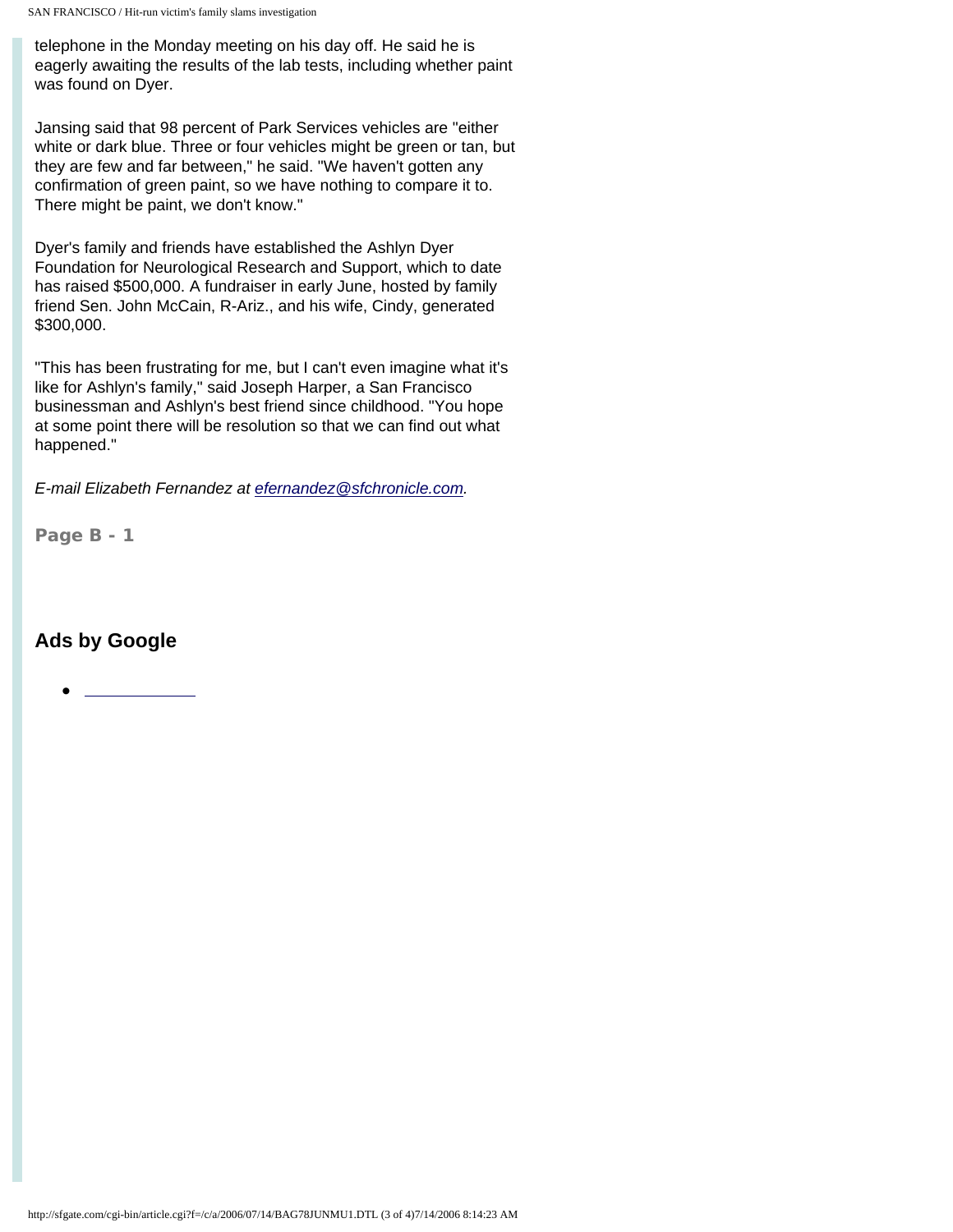telephone in the Monday meeting on his day off. He said he is eagerly awaiting the results of the lab tests, including whether paint was found on Dyer.

Jansing said that 98 percent of Park Services vehicles are "either white or dark blue. Three or four vehicles might be green or tan, but they are few and far between," he said. "We haven't gotten any confirmation of green paint, so we have nothing to compare it to. There might be paint, we don't know."

Dyer's family and friends have established the Ashlyn Dyer Foundation for Neurological Research and Support, which to date has raised $500,000. A fundraiser in early June, hosted by family friend Sen. John McCain, R-Ariz., and his wife, Cindy, generated $300,000.

"This has been frustrating for me, but I can't even imagine what it's like for Ashlyn's family," said Joseph Harper, a San Francisco businessman and Ashlyn's best friend since childhood. "You hope at some point there will be resolution so that we can find out what happened."

*E-mail Elizabeth Fernandez at [efernandez@sfchronicle.com](mailto:efernandez@sfchronicle.com).*

**Page B - 1**

## Ads by Google